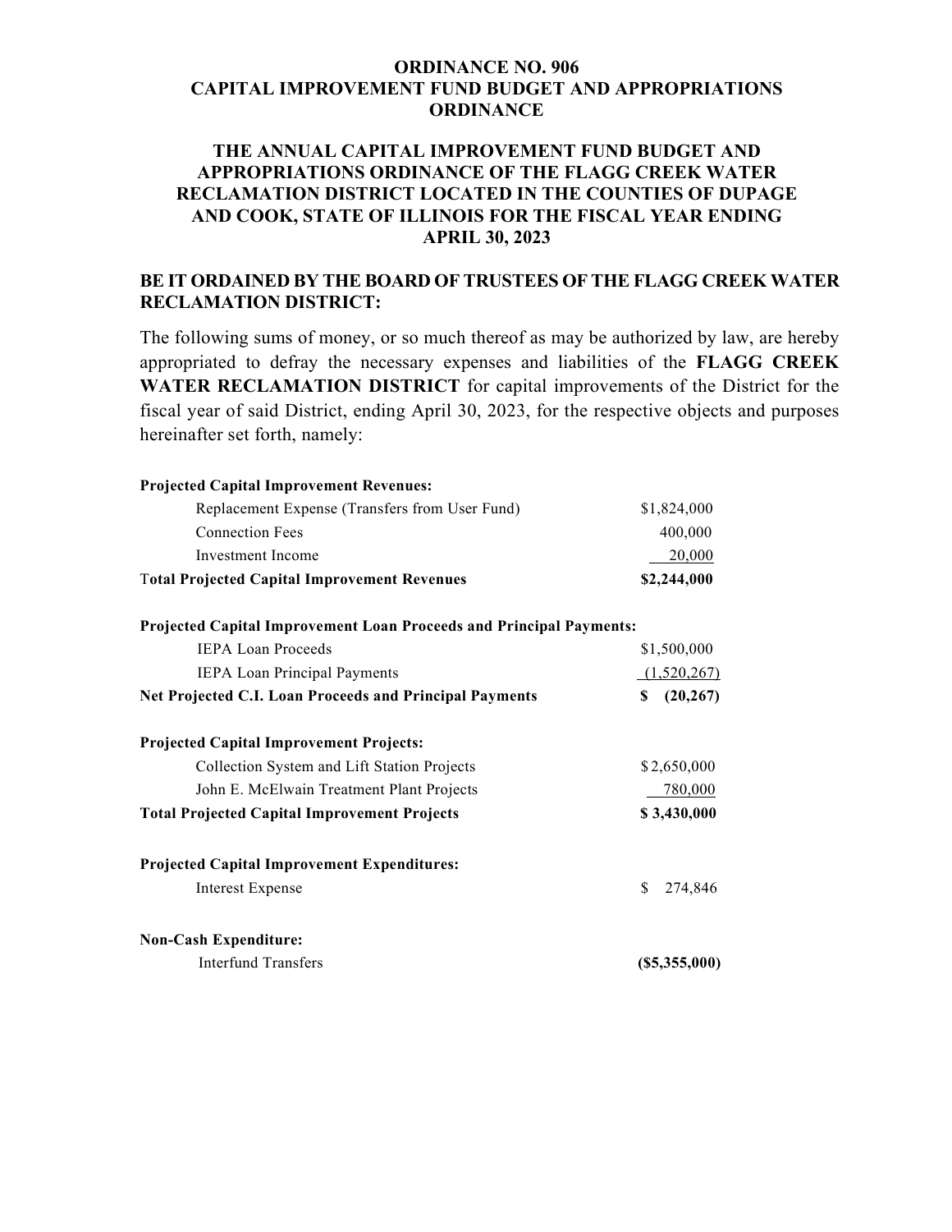# ORDINANCE NO. 906
# CAPITAL IMPROVEMENT FUND BUDGET AND APPROPRIATIONS ORDINANCE

## THE ANNUAL CAPITAL IMPROVEMENT FUND BUDGET AND APPROPRIATIONS ORDINANCE OF THE FLAGG CREEK WATER RECLAMATION DISTRICT LOCATED IN THE COUNTIES OF DUPAGE AND COOK, STATE OF ILLINOIS FOR THE FISCAL YEAR ENDING APRIL 30, 2023

**BE IT ORDAINED BY THE BOARD OF TRUSTEES OF THE FLAGG CREEK WATER RECLAMATION DISTRICT:**

The following sums of money, or so much thereof as may be authorized by law, are hereby appropriated to defray the necessary expenses and liabilities of the **FLAGG CREEK WATER RECLAMATION DISTRICT** for capital improvements of the District for the fiscal year of said District, ending April 30, 2023, for the respective objects and purposes hereinafter set forth, namely:

| | |
|---|---|
| **Projected Capital Improvement Revenues:** | |
| Replacement Expense (Transfers from User Fund) | $1,824,000 |
| Connection Fees | 400,000 |
| Investment Income | 20,000 |
| **Total Projected Capital Improvement Revenues** | **$2,244,000** |
| | |
| **Projected Capital Improvement Loan Proceeds and Principal Payments:** | |
| IEPA Loan Proceeds | $1,500,000 |
| IEPA Loan Principal Payments | (1,520,267) |
| **Net Projected C.I. Loan Proceeds and Principal Payments** | **$ (20,267)** |
| | |
| **Projected Capital Improvement Projects:** | |
| Collection System and Lift Station Projects | $2,650,000 |
| John E. McElwain Treatment Plant Projects | 780,000 |
| **Total Projected Capital Improvement Projects** | **$ 3,430,000** |
| | |
| **Projected Capital Improvement Expenditures:** | |
| Interest Expense | $ 274,846 |
| | |
| **Non-Cash Expenditure:** | |
| Interfund Transfers | **($5,355,000)** |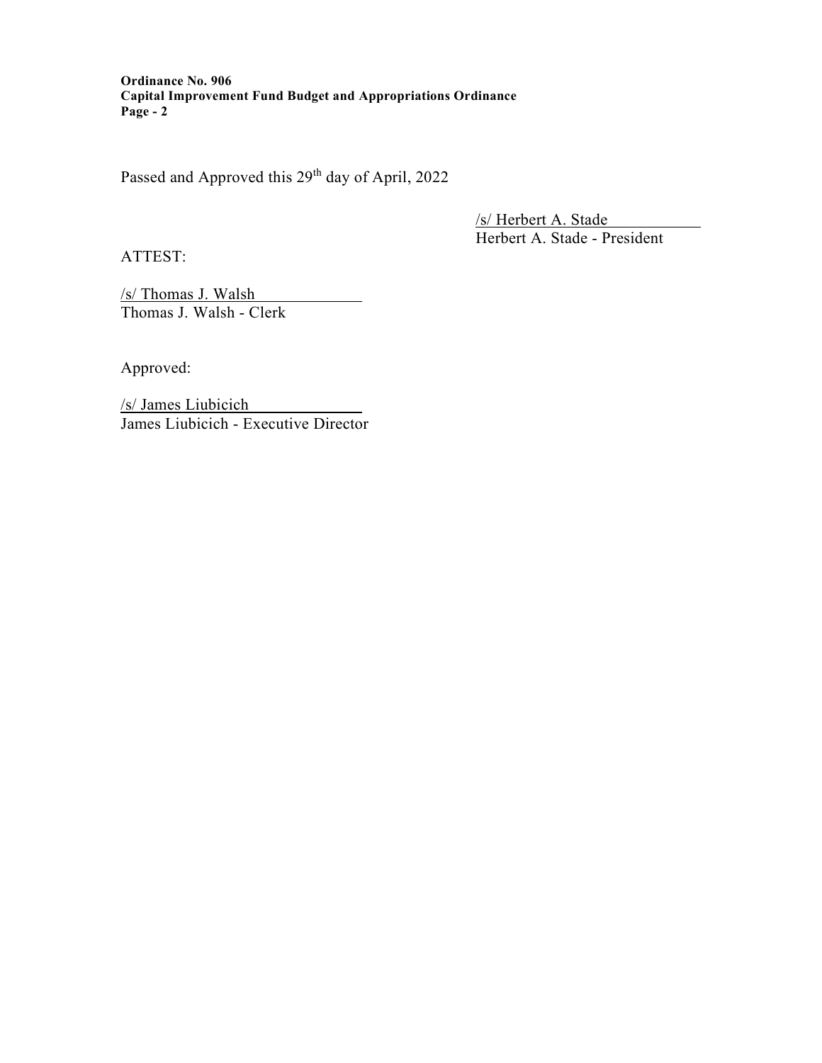Passed and Approved this 29th day of April, 2022

/s/ Herbert A. Stade
Herbert A. Stade - President

ATTEST:

/s/ Thomas J. Walsh
Thomas J. Walsh - Clerk

Approved:

/s/ James Liubicich
James Liubicich - Executive Director